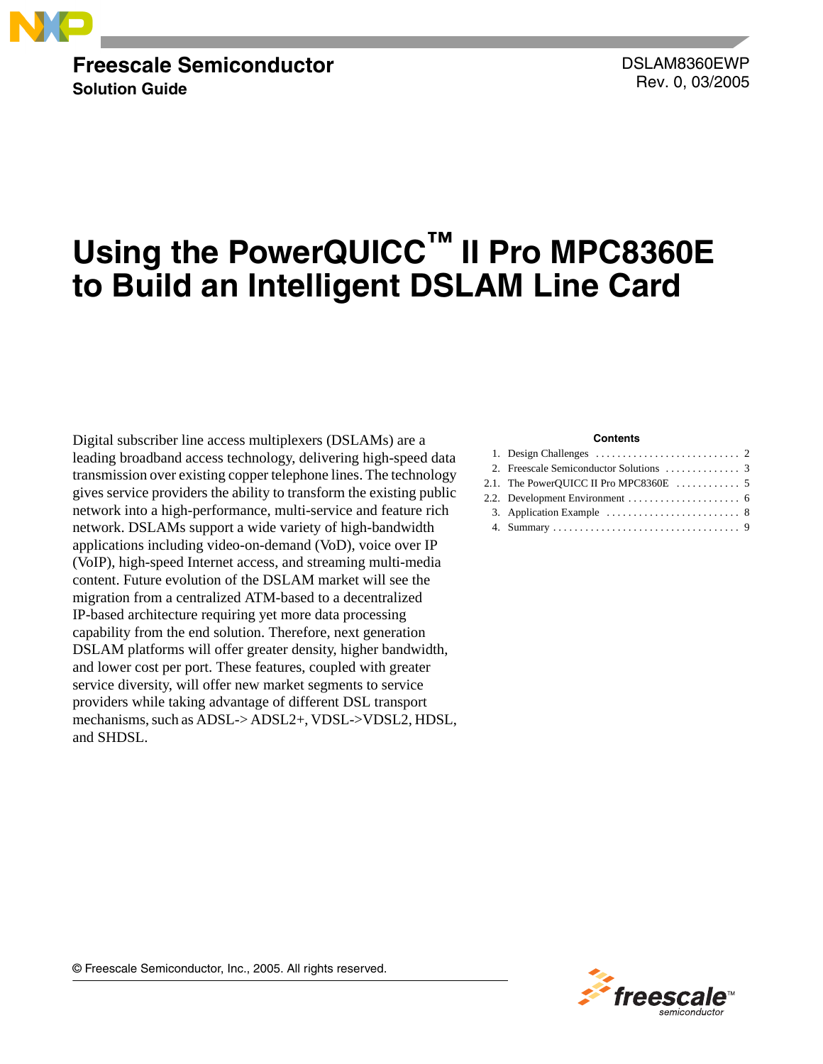**Freescale Semiconductor**
**Solution Guide**

DSLAM8360EWP
Rev. 0, 03/2005

# Using the PowerQUICC™ II Pro MPC8360E to Build an Intelligent DSLAM Line Card

Digital subscriber line access multiplexers (DSLAMs) are a leading broadband access technology, delivering high-speed data transmission over existing copper telephone lines. The technology gives service providers the ability to transform the existing public network into a high-performance, multi-service and feature rich network. DSLAMs support a wide variety of high-bandwidth applications including video-on-demand (VoD), voice over IP (VoIP), high-speed Internet access, and streaming multi-media content. Future evolution of the DSLAM market will see the migration from a centralized ATM-based to a decentralized IP-based architecture requiring yet more data processing capability from the end solution. Therefore, next generation DSLAM platforms will offer greater density, higher bandwidth, and lower cost per port. These features, coupled with greater service diversity, will offer new market segments to service providers while taking advantage of different DSL transport mechanisms, such as ADSL-> ADSL2+, VDSL->VDSL2, HDSL, and SHDSL.

**Contents**

| | | |
|---|---|---|
| 1. | Design Challenges | 2 |
| 2. | Freescale Semiconductor Solutions | 3 |
| 2.1. | The PowerQUICC II Pro MPC8360E | 5 |
| 2.2. | Development Environment | 6 |
| 3. | Application Example | 8 |
| 4. | Summary | 9 |

© Freescale Semiconductor, Inc., 2005. All rights reserved.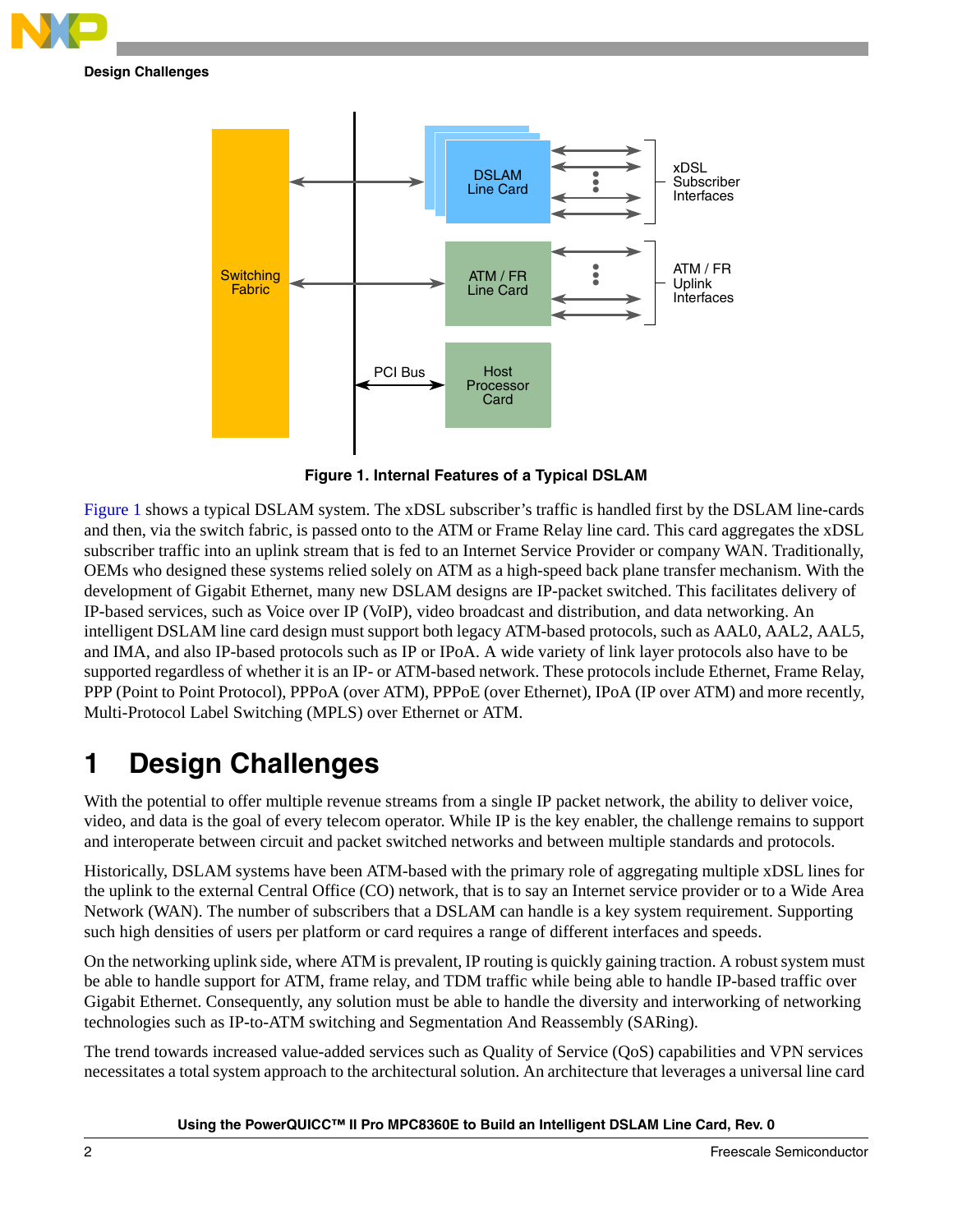Figure 1. Internal Features of a Typical DSLAM

Figure 1 shows a typical DSLAM system. The xDSL subscriber's traffic is handled first by the DSLAM line-cards and then, via the switch fabric, is passed onto to the ATM or Frame Relay line card. This card aggregates the xDSL subscriber traffic into an uplink stream that is fed to an Internet Service Provider or company WAN. Traditionally, OEMs who designed these systems relied solely on ATM as a high-speed back plane transfer mechanism. With the development of Gigabit Ethernet, many new DSLAM designs are IP-packet switched. This facilitates delivery of IP-based services, such as Voice over IP (VoIP), video broadcast and distribution, and data networking. An intelligent DSLAM line card design must support both legacy ATM-based protocols, such as AAL0, AAL2, AAL5, and IMA, and also IP-based protocols such as IP or IPoA. A wide variety of link layer protocols also have to be supported regardless of whether it is an IP- or ATM-based network. These protocols include Ethernet, Frame Relay, PPP (Point to Point Protocol), PPPoA (over ATM), PPPoE (over Ethernet), IPoA (IP over ATM) and more recently, Multi-Protocol Label Switching (MPLS) over Ethernet or ATM.

# 1 Design Challenges

With the potential to offer multiple revenue streams from a single IP packet network, the ability to deliver voice, video, and data is the goal of every telecom operator. While IP is the key enabler, the challenge remains to support and interoperate between circuit and packet switched networks and between multiple standards and protocols.

Historically, DSLAM systems have been ATM-based with the primary role of aggregating multiple xDSL lines for the uplink to the external Central Office (CO) network, that is to say an Internet service provider or to a Wide Area Network (WAN). The number of subscribers that a DSLAM can handle is a key system requirement. Supporting such high densities of users per platform or card requires a range of different interfaces and speeds.

On the networking uplink side, where ATM is prevalent, IP routing is quickly gaining traction. A robust system must be able to handle support for ATM, frame relay, and TDM traffic while being able to handle IP-based traffic over Gigabit Ethernet. Consequently, any solution must be able to handle the diversity and interworking of networking technologies such as IP-to-ATM switching and Segmentation And Reassembly (SARing).

The trend towards increased value-added services such as Quality of Service (QoS) capabilities and VPN services necessitates a total system approach to the architectural solution. An architecture that leverages a universal line card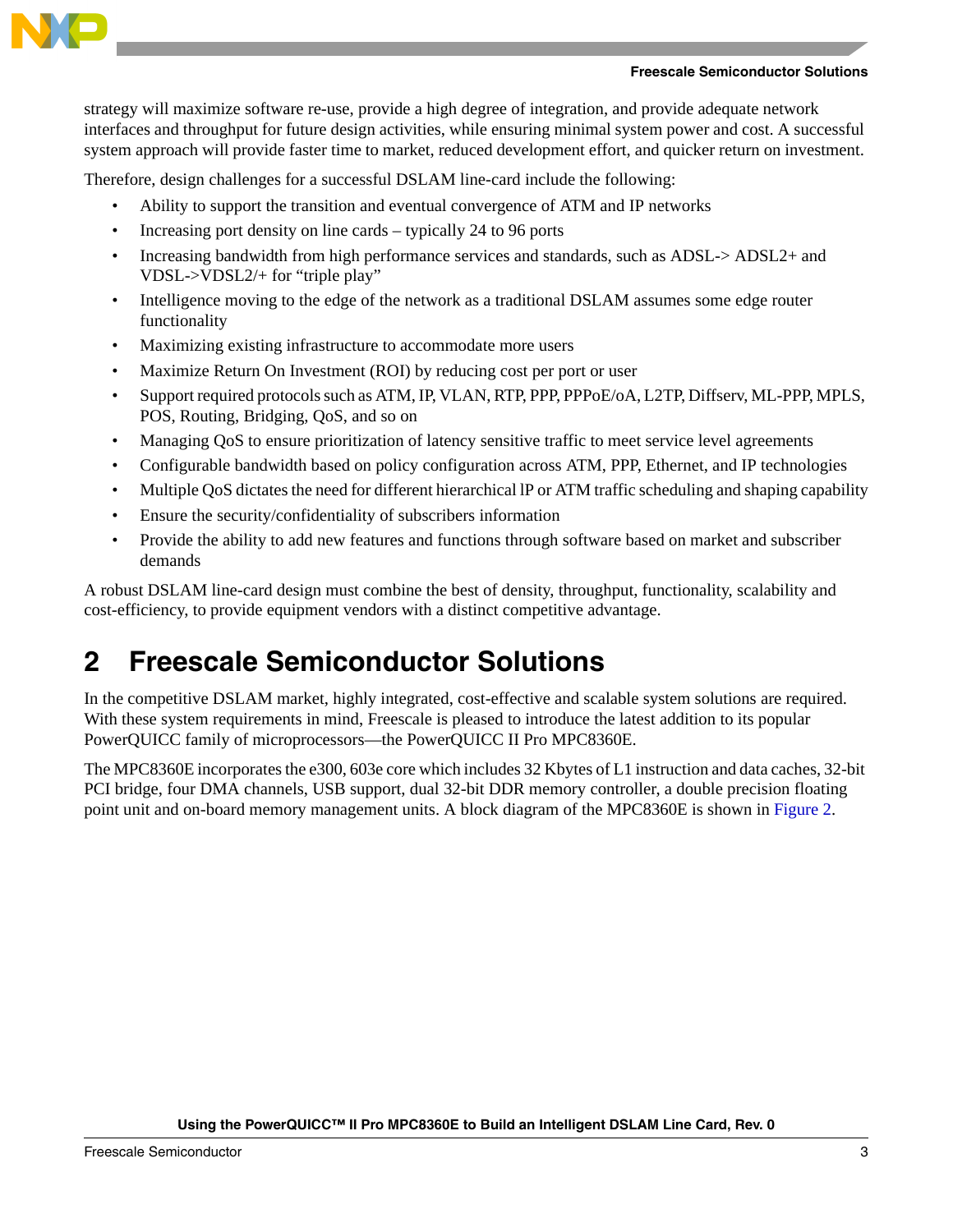strategy will maximize software re-use, provide a high degree of integration, and provide adequate network interfaces and throughput for future design activities, while ensuring minimal system power and cost. A successful system approach will provide faster time to market, reduced development effort, and quicker return on investment.

Therefore, design challenges for a successful DSLAM line-card include the following:

- Ability to support the transition and eventual convergence of ATM and IP networks
- Increasing port density on line cards – typically 24 to 96 ports
- Increasing bandwidth from high performance services and standards, such as ADSL-> ADSL2+ and VDSL->VDSL2/+ for "triple play"
- Intelligence moving to the edge of the network as a traditional DSLAM assumes some edge router functionality
- Maximizing existing infrastructure to accommodate more users
- Maximize Return On Investment (ROI) by reducing cost per port or user
- Support required protocols such as ATM, IP, VLAN, RTP, PPP, PPPoE/oA, L2TP, Diffserv, ML-PPP, MPLS, POS, Routing, Bridging, QoS, and so on
- Managing QoS to ensure prioritization of latency sensitive traffic to meet service level agreements
- Configurable bandwidth based on policy configuration across ATM, PPP, Ethernet, and IP technologies
- Multiple QoS dictates the need for different hierarchical lP or ATM traffic scheduling and shaping capability
- Ensure the security/confidentiality of subscribers information
- Provide the ability to add new features and functions through software based on market and subscriber demands

A robust DSLAM line-card design must combine the best of density, throughput, functionality, scalability and cost-efficiency, to provide equipment vendors with a distinct competitive advantage.

# 2 Freescale Semiconductor Solutions

In the competitive DSLAM market, highly integrated, cost-effective and scalable system solutions are required. With these system requirements in mind, Freescale is pleased to introduce the latest addition to its popular PowerQUICC family of microprocessors—the PowerQUICC II Pro MPC8360E.

The MPC8360E incorporates the e300, 603e core which includes 32 Kbytes of L1 instruction and data caches, 32-bit PCI bridge, four DMA channels, USB support, dual 32-bit DDR memory controller, a double precision floating point unit and on-board memory management units. A block diagram of the MPC8360E is shown in Figure 2.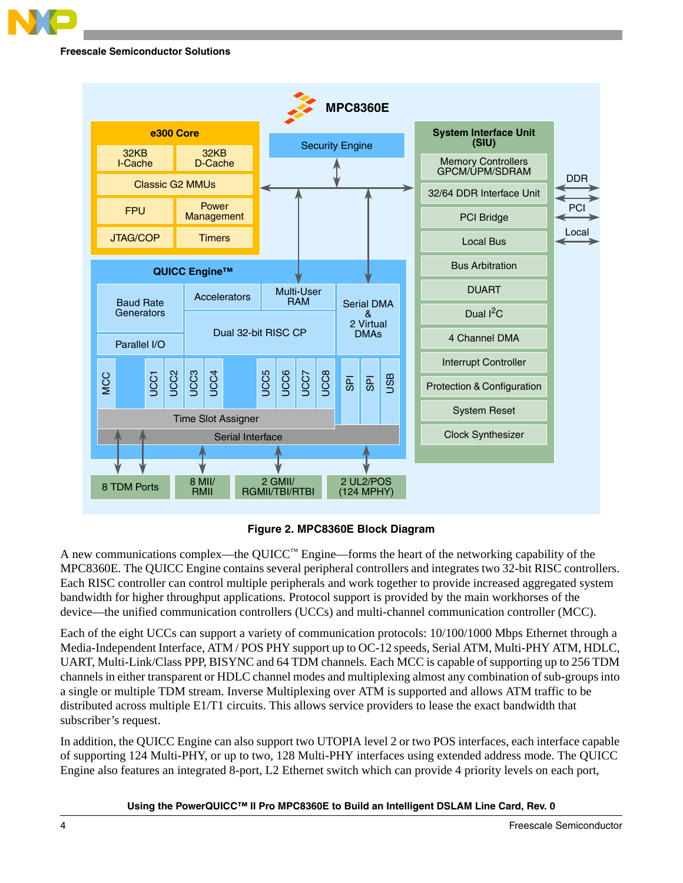**Figure 2. MPC8360E Block Diagram**

A new communications complex—the QUICC™ Engine—forms the heart of the networking capability of the MPC8360E. The QUICC Engine contains several peripheral controllers and integrates two 32-bit RISC controllers. Each RISC controller can control multiple peripherals and work together to provide increased aggregated system bandwidth for higher throughput applications. Protocol support is provided by the main workhorses of the device—the unified communication controllers (UCCs) and multi-channel communication controller (MCC).

Each of the eight UCCs can support a variety of communication protocols: 10/100/1000 Mbps Ethernet through a Media-Independent Interface, ATM / POS PHY support up to OC-12 speeds, Serial ATM, Multi-PHY ATM, HDLC, UART, Multi-Link/Class PPP, BISYNC and 64 TDM channels. Each MCC is capable of supporting up to 256 TDM channels in either transparent or HDLC channel modes and multiplexing almost any combination of sub-groups into a single or multiple TDM stream. Inverse Multiplexing over ATM is supported and allows ATM traffic to be distributed across multiple E1/T1 circuits. This allows service providers to lease the exact bandwidth that subscriber's request.

In addition, the QUICC Engine can also support two UTOPIA level 2 or two POS interfaces, each interface capable of supporting 124 Multi-PHY, or up to two, 128 Multi-PHY interfaces using extended address mode. The QUICC Engine also features an integrated 8-port, L2 Ethernet switch which can provide 4 priority levels on each port,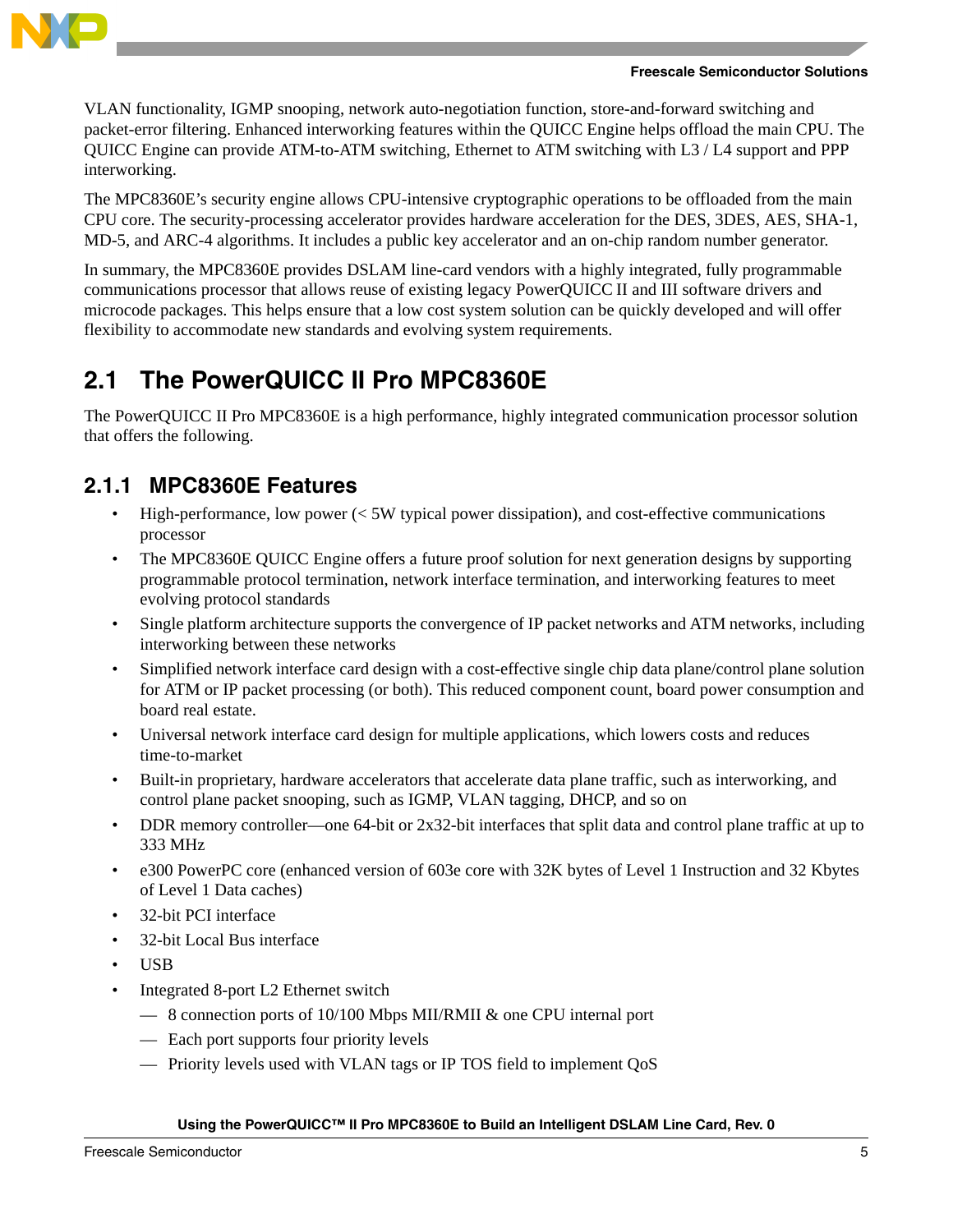VLAN functionality, IGMP snooping, network auto-negotiation function, store-and-forward switching and packet-error filtering. Enhanced interworking features within the QUICC Engine helps offload the main CPU. The QUICC Engine can provide ATM-to-ATM switching, Ethernet to ATM switching with L3 / L4 support and PPP interworking.

The MPC8360E's security engine allows CPU-intensive cryptographic operations to be offloaded from the main CPU core. The security-processing accelerator provides hardware acceleration for the DES, 3DES, AES, SHA-1, MD-5, and ARC-4 algorithms. It includes a public key accelerator and an on-chip random number generator.

In summary, the MPC8360E provides DSLAM line-card vendors with a highly integrated, fully programmable communications processor that allows reuse of existing legacy PowerQUICC II and III software drivers and microcode packages. This helps ensure that a low cost system solution can be quickly developed and will offer flexibility to accommodate new standards and evolving system requirements.

## 2.1 The PowerQUICC II Pro MPC8360E

The PowerQUICC II Pro MPC8360E is a high performance, highly integrated communication processor solution that offers the following.

### 2.1.1 MPC8360E Features

- High-performance, low power (< 5W typical power dissipation), and cost-effective communications processor
- The MPC8360E QUICC Engine offers a future proof solution for next generation designs by supporting programmable protocol termination, network interface termination, and interworking features to meet evolving protocol standards
- Single platform architecture supports the convergence of IP packet networks and ATM networks, including interworking between these networks
- Simplified network interface card design with a cost-effective single chip data plane/control plane solution for ATM or IP packet processing (or both). This reduced component count, board power consumption and board real estate.
- Universal network interface card design for multiple applications, which lowers costs and reduces time-to-market
- Built-in proprietary, hardware accelerators that accelerate data plane traffic, such as interworking, and control plane packet snooping, such as IGMP, VLAN tagging, DHCP, and so on
- DDR memory controller—one 64-bit or 2x32-bit interfaces that split data and control plane traffic at up to 333 MHz
- e300 PowerPC core (enhanced version of 603e core with 32K bytes of Level 1 Instruction and 32 Kbytes of Level 1 Data caches)
- 32-bit PCI interface
- 32-bit Local Bus interface
- USB
- Integrated 8-port L2 Ethernet switch
  - 8 connection ports of 10/100 Mbps MII/RMII & one CPU internal port
  - Each port supports four priority levels
  - Priority levels used with VLAN tags or IP TOS field to implement QoS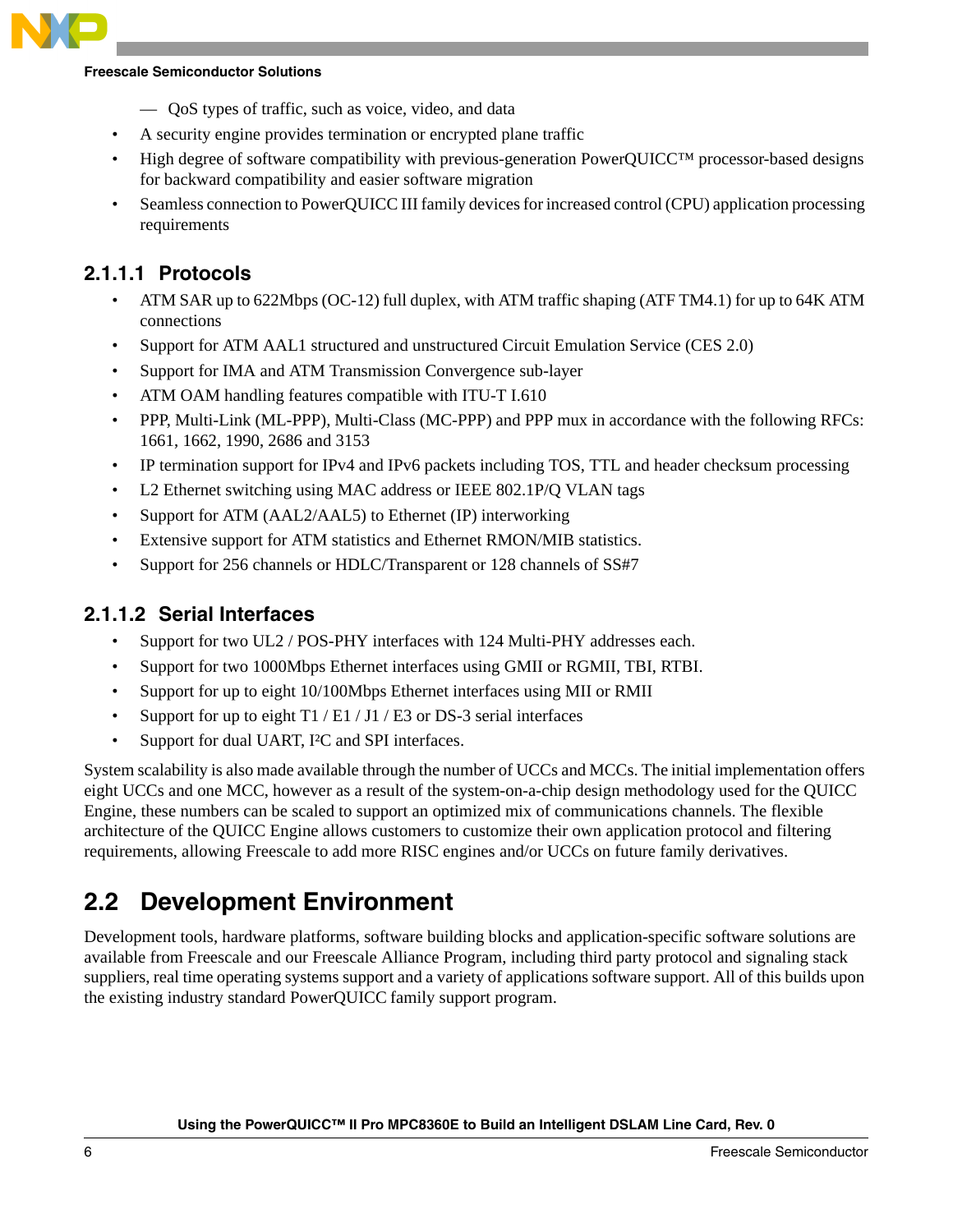- QoS types of traffic, such as voice, video, and data
- A security engine provides termination or encrypted plane traffic
- High degree of software compatibility with previous-generation PowerQUICC™ processor-based designs for backward compatibility and easier software migration
- Seamless connection to PowerQUICC III family devices for increased control (CPU) application processing requirements

#### 2.1.1.1 Protocols

- ATM SAR up to 622Mbps (OC-12) full duplex, with ATM traffic shaping (ATF TM4.1) for up to 64K ATM connections
- Support for ATM AAL1 structured and unstructured Circuit Emulation Service (CES 2.0)
- Support for IMA and ATM Transmission Convergence sub-layer
- ATM OAM handling features compatible with ITU-T I.610
- PPP, Multi-Link (ML-PPP), Multi-Class (MC-PPP) and PPP mux in accordance with the following RFCs: 1661, 1662, 1990, 2686 and 3153
- IP termination support for IPv4 and IPv6 packets including TOS, TTL and header checksum processing
- L2 Ethernet switching using MAC address or IEEE 802.1P/Q VLAN tags
- Support for ATM (AAL2/AAL5) to Ethernet (IP) interworking
- Extensive support for ATM statistics and Ethernet RMON/MIB statistics.
- Support for 256 channels or HDLC/Transparent or 128 channels of SS#7

#### 2.1.1.2 Serial Interfaces

- Support for two UL2 / POS-PHY interfaces with 124 Multi-PHY addresses each.
- Support for two 1000Mbps Ethernet interfaces using GMII or RGMII, TBI, RTBI.
- Support for up to eight 10/100Mbps Ethernet interfaces using MII or RMII
- Support for up to eight T1 / E1 / J1 / E3 or DS-3 serial interfaces
- Support for dual UART, I²C and SPI interfaces.

System scalability is also made available through the number of UCCs and MCCs. The initial implementation offers eight UCCs and one MCC, however as a result of the system-on-a-chip design methodology used for the QUICC Engine, these numbers can be scaled to support an optimized mix of communications channels. The flexible architecture of the QUICC Engine allows customers to customize their own application protocol and filtering requirements, allowing Freescale to add more RISC engines and/or UCCs on future family derivatives.

## 2.2 Development Environment

Development tools, hardware platforms, software building blocks and application-specific software solutions are available from Freescale and our Freescale Alliance Program, including third party protocol and signaling stack suppliers, real time operating systems support and a variety of applications software support. All of this builds upon the existing industry standard PowerQUICC family support program.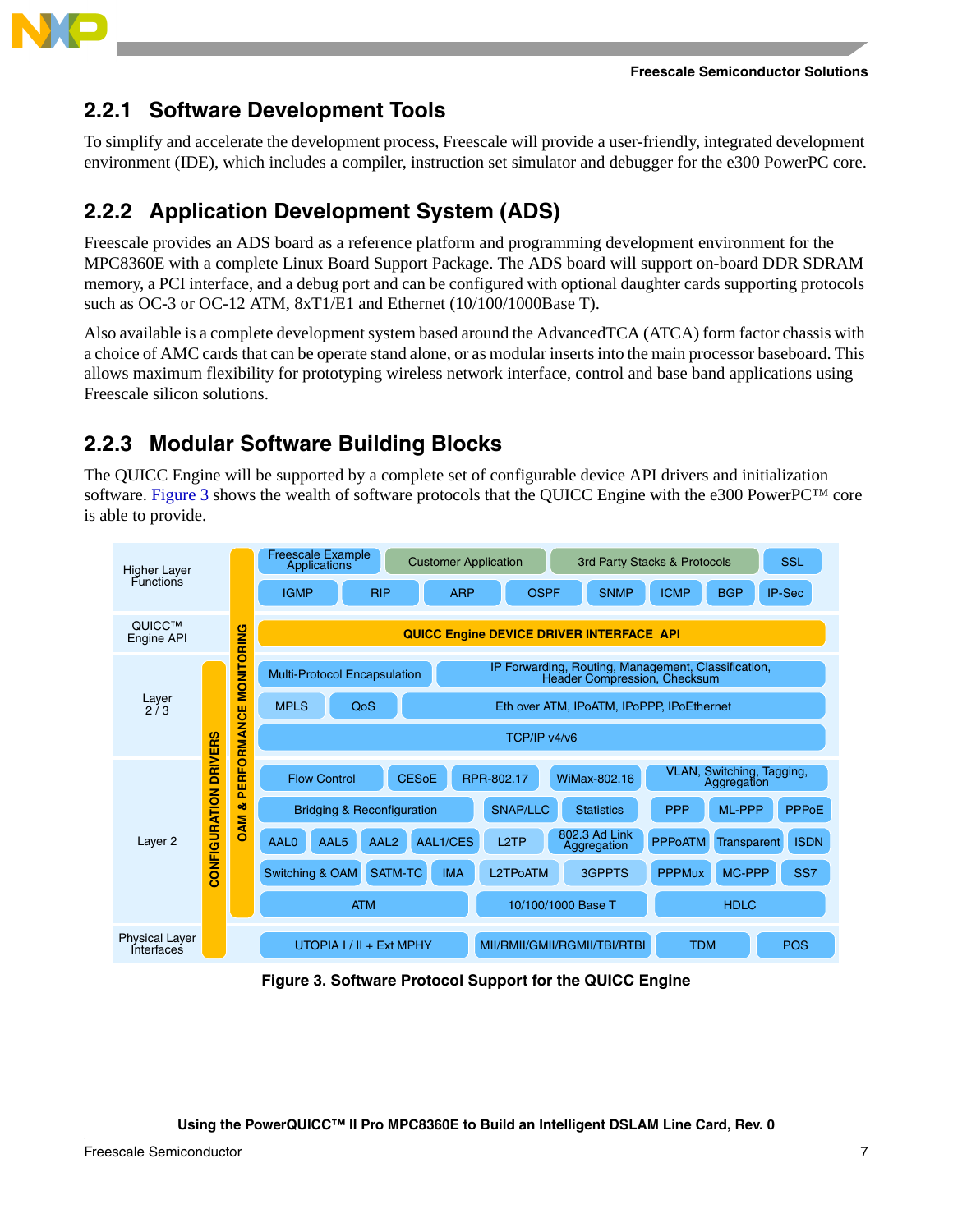## 2.2.1 Software Development Tools

To simplify and accelerate the development process, Freescale will provide a user-friendly, integrated development environment (IDE), which includes a compiler, instruction set simulator and debugger for the e300 PowerPC core.

## 2.2.2 Application Development System (ADS)

Freescale provides an ADS board as a reference platform and programming development environment for the MPC8360E with a complete Linux Board Support Package. The ADS board will support on-board DDR SDRAM memory, a PCI interface, and a debug port and can be configured with optional daughter cards supporting protocols such as OC-3 or OC-12 ATM, 8xT1/E1 and Ethernet (10/100/1000Base T).

Also available is a complete development system based around the AdvancedTCA (ATCA) form factor chassis with a choice of AMC cards that can be operate stand alone, or as modular inserts into the main processor baseboard. This allows maximum flexibility for prototyping wireless network interface, control and base band applications using Freescale silicon solutions.

## 2.2.3 Modular Software Building Blocks

The QUICC Engine will be supported by a complete set of configurable device API drivers and initialization software. Figure 3 shows the wealth of software protocols that the QUICC Engine with the e300 PowerPC™ core is able to provide.

| Layer | Protocols |
|---|---|
| Higher Layer Functions | Freescale Example Applications, Customer Application, 3rd Party Stacks & Protocols, SSL; IGMP, RIP, ARP, OSPF, SNMP, ICMP, BGP, IP-Sec |
| QUICC™ Engine API | QUICC Engine DEVICE DRIVER INTERFACE API |
| Layer 2 / 3 | Multi-Protocol Encapsulation; IP Forwarding, Routing, Management, Classification, Header Compression, Checksum; MPLS; QoS; Eth over ATM, IPoATM, IPoPPP, IPoEthernet; TCP/IP v4/v6 |
| Layer 2 | Flow Control, CESoE, RPR-802.17, WiMax-802.16, VLAN, Switching, Tagging, Aggregation; Bridging & Reconfiguration, SNAP/LLC, Statistics, PPP, ML-PPP, PPPoE; AAL0, AAL5, AAL2, AAL1/CES, L2TP, 802.3 Ad Link Aggregation, PPPoATM, Transparent, ISDN; Switching & OAM, SATM-TC, IMA, L2TPoATM, 3GPPTS, PPPMux, MC-PPP, SS7; ATM, 10/100/1000 Base T, HDLC |
| Physical Layer Interfaces | UTOPIA I / II + Ext MPHY, MII/RMII/GMII/RGMII/TBI/RTBI, TDM, POS |

CONFIGURATION DRIVERS — OAM & PERFORMANCE MONITORING

**Figure 3. Software Protocol Support for the QUICC Engine**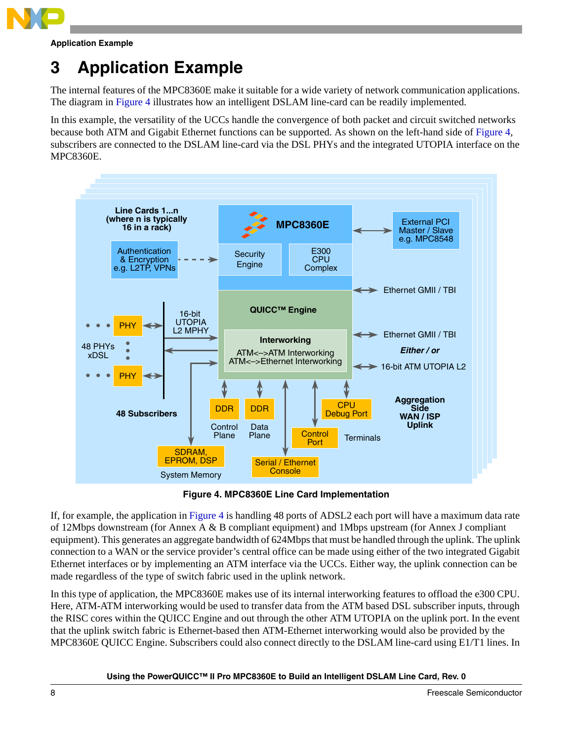# 3 Application Example

The internal features of the MPC8360E make it suitable for a wide variety of network communication applications. The diagram in Figure 4 illustrates how an intelligent DSLAM line-card can be readily implemented.

In this example, the versatility of the UCCs handle the convergence of both packet and circuit switched networks because both ATM and Gigabit Ethernet functions can be supported. As shown on the left-hand side of Figure 4, subscribers are connected to the DSLAM line-card via the DSL PHYs and the integrated UTOPIA interface on the MPC8360E.

**Figure 4. MPC8360E Line Card Implementation**

If, for example, the application in Figure 4 is handling 48 ports of ADSL2 each port will have a maximum data rate of 12Mbps downstream (for Annex A & B compliant equipment) and 1Mbps upstream (for Annex J compliant equipment). This generates an aggregate bandwidth of 624Mbps that must be handled through the uplink. The uplink connection to a WAN or the service provider's central office can be made using either of the two integrated Gigabit Ethernet interfaces or by implementing an ATM interface via the UCCs. Either way, the uplink connection can be made regardless of the type of switch fabric used in the uplink network.

In this type of application, the MPC8360E makes use of its internal interworking features to offload the e300 CPU. Here, ATM-ATM interworking would be used to transfer data from the ATM based DSL subscriber inputs, through the RISC cores within the QUICC Engine and out through the other ATM UTOPIA on the uplink port. In the event that the uplink switch fabric is Ethernet-based then ATM-Ethernet interworking would also be provided by the MPC8360E QUICC Engine. Subscribers could also connect directly to the DSLAM line-card using E1/T1 lines. In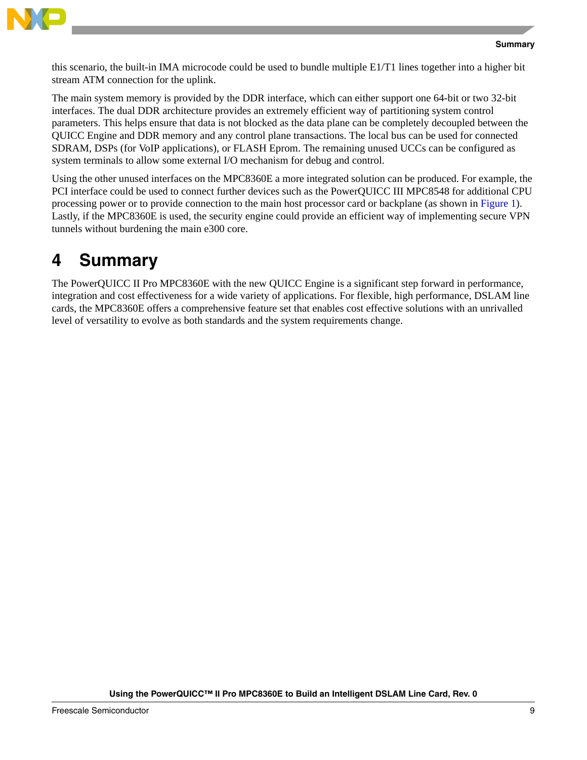this scenario, the built-in IMA microcode could be used to bundle multiple E1/T1 lines together into a higher bit stream ATM connection for the uplink.

The main system memory is provided by the DDR interface, which can either support one 64-bit or two 32-bit interfaces. The dual DDR architecture provides an extremely efficient way of partitioning system control parameters. This helps ensure that data is not blocked as the data plane can be completely decoupled between the QUICC Engine and DDR memory and any control plane transactions. The local bus can be used for connected SDRAM, DSPs (for VoIP applications), or FLASH Eprom. The remaining unused UCCs can be configured as system terminals to allow some external I/O mechanism for debug and control.

Using the other unused interfaces on the MPC8360E a more integrated solution can be produced. For example, the PCI interface could be used to connect further devices such as the PowerQUICC III MPC8548 for additional CPU processing power or to provide connection to the main host processor card or backplane (as shown in Figure 1). Lastly, if the MPC8360E is used, the security engine could provide an efficient way of implementing secure VPN tunnels without burdening the main e300 core.

# 4 Summary

The PowerQUICC II Pro MPC8360E with the new QUICC Engine is a significant step forward in performance, integration and cost effectiveness for a wide variety of applications. For flexible, high performance, DSLAM line cards, the MPC8360E offers a comprehensive feature set that enables cost effective solutions with an unrivalled level of versatility to evolve as both standards and the system requirements change.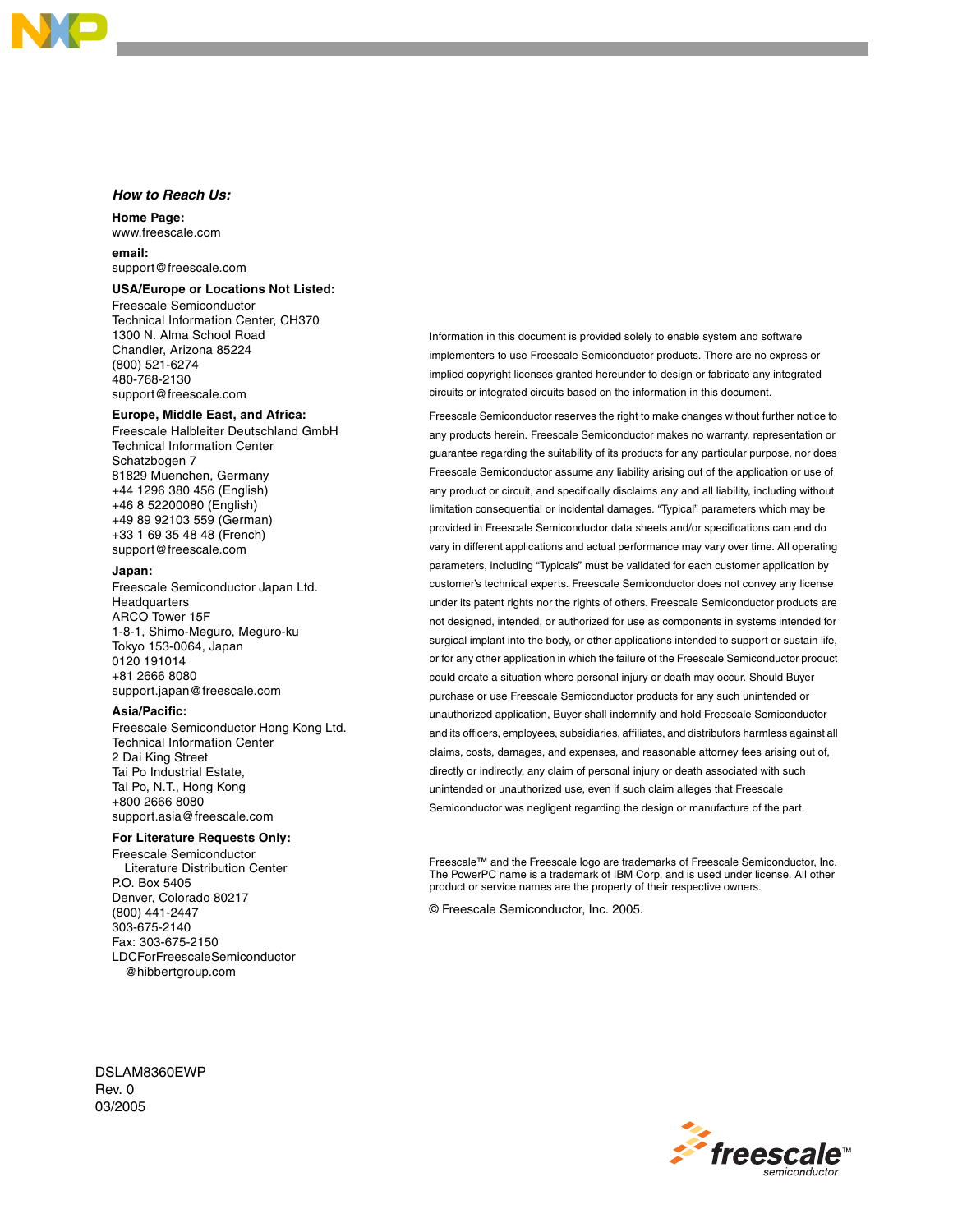*How to Reach Us:*

**Home Page:**
www.freescale.com

**email:**
support@freescale.com

**USA/Europe or Locations Not Listed:**
Freescale Semiconductor
Technical Information Center, CH370
1300 N. Alma School Road
Chandler, Arizona 85224
(800) 521-6274
480-768-2130
support@freescale.com

**Europe, Middle East, and Africa:**
Freescale Halbleiter Deutschland GmbH
Technical Information Center
Schatzbogen 7
81829 Muenchen, Germany
+44 1296 380 456 (English)
+46 8 52200080 (English)
+49 89 92103 559 (German)
+33 1 69 35 48 48 (French)
support@freescale.com

**Japan:**
Freescale Semiconductor Japan Ltd.
Headquarters
ARCO Tower 15F
1-8-1, Shimo-Meguro, Meguro-ku
Tokyo 153-0064, Japan
0120 191014
+81 2666 8080
support.japan@freescale.com

**Asia/Pacific:**
Freescale Semiconductor Hong Kong Ltd.
Technical Information Center
2 Dai King Street
Tai Po Industrial Estate,
Tai Po, N.T., Hong Kong
+800 2666 8080
support.asia@freescale.com

**For Literature Requests Only:**
Freescale Semiconductor
Literature Distribution Center
P.O. Box 5405
Denver, Colorado 80217
(800) 441-2447
303-675-2140
Fax: 303-675-2150
LDCForFreescaleSemiconductor
@hibbertgroup.com

Information in this document is provided solely to enable system and software implementers to use Freescale Semiconductor products. There are no express or implied copyright licenses granted hereunder to design or fabricate any integrated circuits or integrated circuits based on the information in this document.

Freescale Semiconductor reserves the right to make changes without further notice to any products herein. Freescale Semiconductor makes no warranty, representation or guarantee regarding the suitability of its products for any particular purpose, nor does Freescale Semiconductor assume any liability arising out of the application or use of any product or circuit, and specifically disclaims any and all liability, including without limitation consequential or incidental damages. "Typical" parameters which may be provided in Freescale Semiconductor data sheets and/or specifications can and do vary in different applications and actual performance may vary over time. All operating parameters, including "Typicals" must be validated for each customer application by customer's technical experts. Freescale Semiconductor does not convey any license under its patent rights nor the rights of others. Freescale Semiconductor products are not designed, intended, or authorized for use as components in systems intended for surgical implant into the body, or other applications intended to support or sustain life, or for any other application in which the failure of the Freescale Semiconductor product could create a situation where personal injury or death may occur. Should Buyer purchase or use Freescale Semiconductor products for any such unintended or unauthorized application, Buyer shall indemnify and hold Freescale Semiconductor and its officers, employees, subsidiaries, affiliates, and distributors harmless against all claims, costs, damages, and expenses, and reasonable attorney fees arising out of, directly or indirectly, any claim of personal injury or death associated with such unintended or unauthorized use, even if such claim alleges that Freescale Semiconductor was negligent regarding the design or manufacture of the part.

Freescale™ and the Freescale logo are trademarks of Freescale Semiconductor, Inc. The PowerPC name is a trademark of IBM Corp. and is used under license. All other product or service names are the property of their respective owners.

© Freescale Semiconductor, Inc. 2005.

DSLAM8360EWP
Rev. 0
03/2005